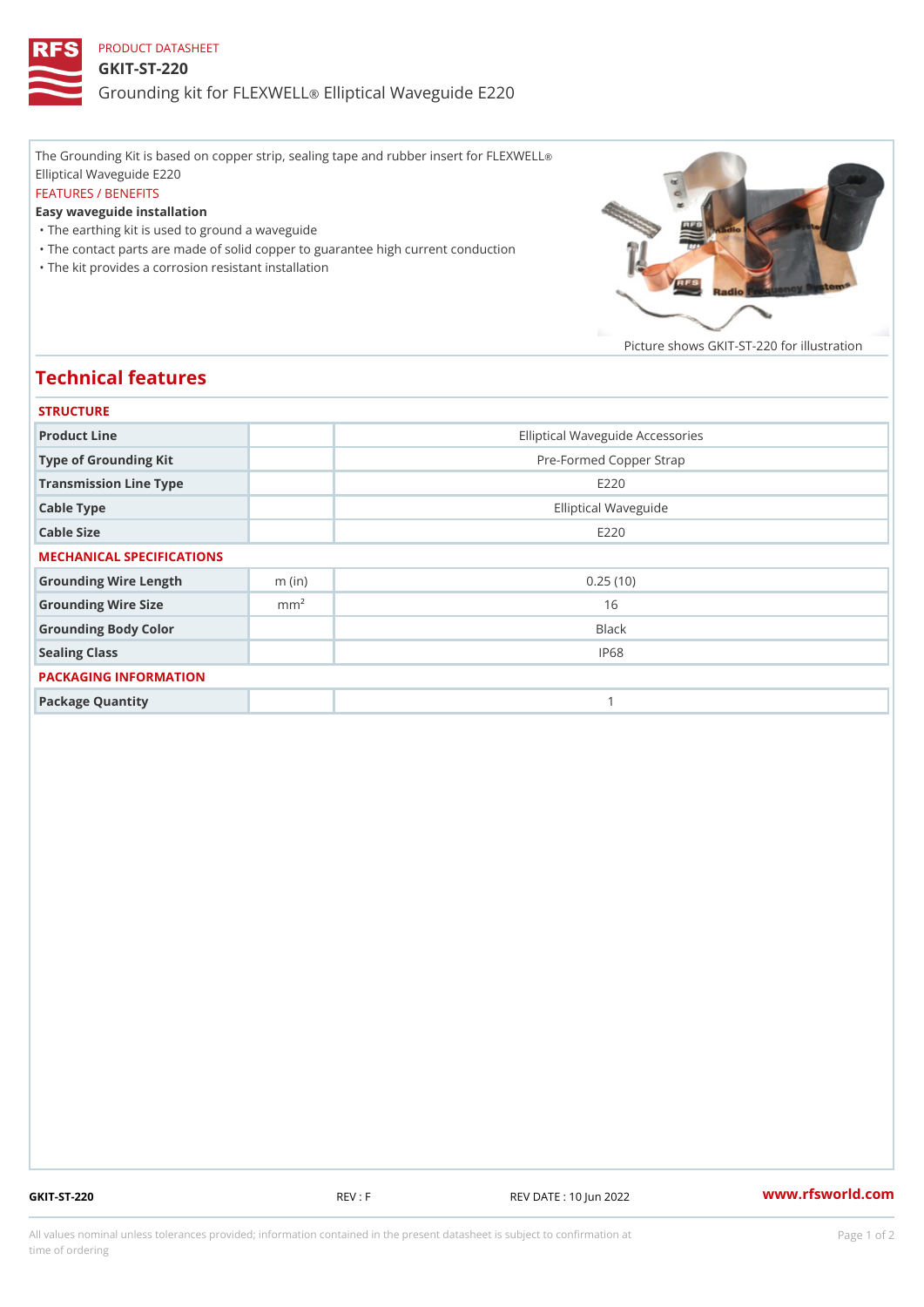PRODUCT DATASHEET

# GKIT-ST-220

## Grounding kit for FLEXWELL® Elliptical Waveguide E220

The Grounding Kit is based on copper strip, sealing tape and rubber insert for FLEXWELL® Elliptical Waveguide E220

FEATURES / BENEFITS

**Easy waveguide installation**

- The earthing kit is used to ground a waveguide
- The contact parts are made of solid copper to guarantee high current conduction
- The kit provides a corrosion resistant installation

Picture shows GKIT-ST-220 for illustration

## Technical features

### STRUCTURE

| | | |
|---|---|---|
| Product Line | | Elliptical Waveguide Accessories |
| Type of Grounding Kit | | Pre-Formed Copper Strap |
| Transmission Line Type | | E220 |
| Cable Type | | Elliptical Waveguide |
| Cable Size | | E220 |

### MECHANICAL SPECIFICATIONS

| | | |
|---|---|---|
| Grounding Wire Length | m (in) | 0.25 (10) |
| Grounding Wire Size | $mm^2$ | 16 |
| Grounding Body Color | | Black |
| Sealing Class | | IP68 |

### PACKAGING INFORMATION

| | | |
|---|---|---|
| Package Quantity | | 1 |

GKIT-ST-220 REV : F REV DATE : 10 Jun 2022 www.rfsworld.com

All values nominal unless tolerances provided; information contained in the present datasheet is subject to confirmation at time of ordering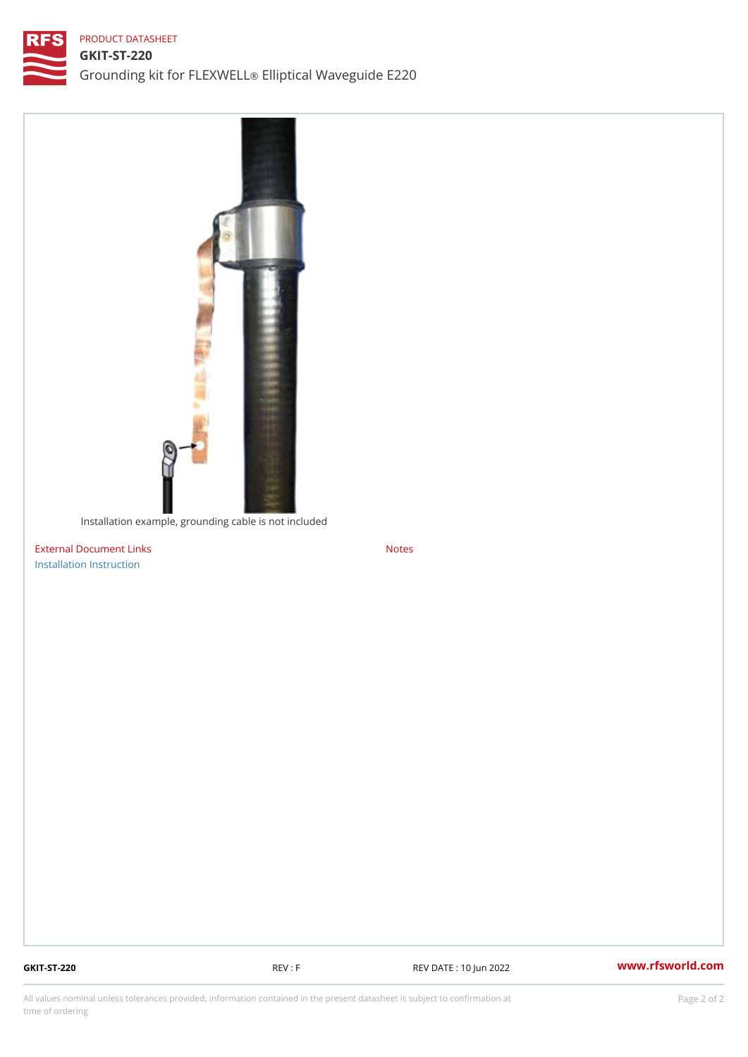Installation example, grounding cable is not included

External Document Links

Installation Instruction

Notes

All values nominal unless tolerances provided; information contained in the present datasheet is subject to confirmation at time of ordering